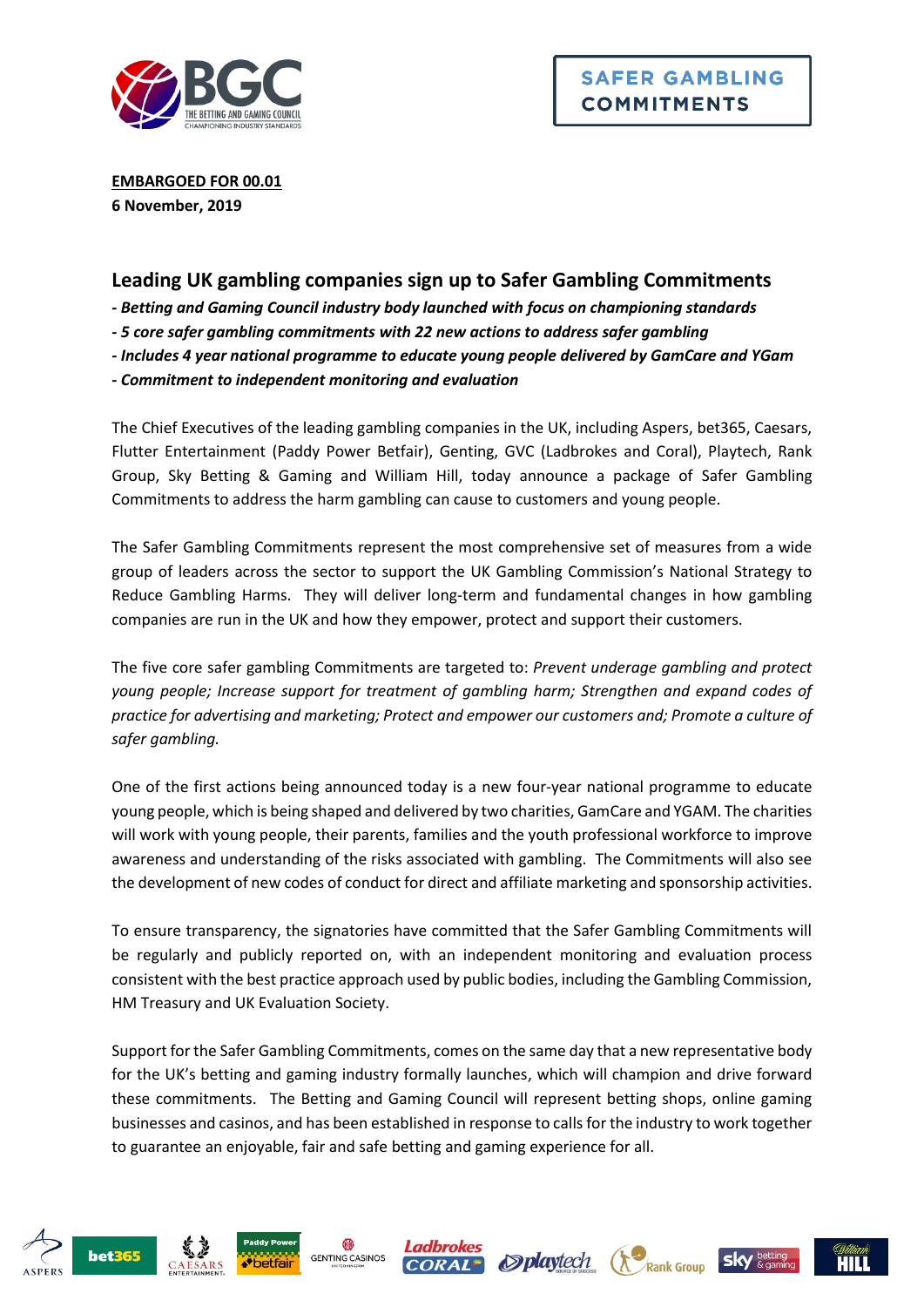**SAFER GAMBLING COMMITMENTS**

**<u>EMBARGOED FOR 00.01</u>**
**6 November, 2019**

## Leading UK gambling companies sign up to Safer Gambling Commitments

***- Betting and Gaming Council industry body launched with focus on championing standards***
***- 5 core safer gambling commitments with 22 new actions to address safer gambling***
***- Includes 4 year national programme to educate young people delivered by GamCare and YGam***
***- Commitment to independent monitoring and evaluation***

The Chief Executives of the leading gambling companies in the UK, including Aspers, bet365, Caesars, Flutter Entertainment (Paddy Power Betfair), Genting, GVC (Ladbrokes and Coral), Playtech, Rank Group, Sky Betting & Gaming and William Hill, today announce a package of Safer Gambling Commitments to address the harm gambling can cause to customers and young people.

The Safer Gambling Commitments represent the most comprehensive set of measures from a wide group of leaders across the sector to support the UK Gambling Commission's National Strategy to Reduce Gambling Harms. They will deliver long-term and fundamental changes in how gambling companies are run in the UK and how they empower, protect and support their customers.

The five core safer gambling Commitments are targeted to: *Prevent underage gambling and protect young people; Increase support for treatment of gambling harm; Strengthen and expand codes of practice for advertising and marketing; Protect and empower our customers and; Promote a culture of safer gambling.*

One of the first actions being announced today is a new four-year national programme to educate young people, which is being shaped and delivered by two charities, GamCare and YGAM. The charities will work with young people, their parents, families and the youth professional workforce to improve awareness and understanding of the risks associated with gambling. The Commitments will also see the development of new codes of conduct for direct and affiliate marketing and sponsorship activities.

To ensure transparency, the signatories have committed that the Safer Gambling Commitments will be regularly and publicly reported on, with an independent monitoring and evaluation process consistent with the best practice approach used by public bodies, including the Gambling Commission, HM Treasury and UK Evaluation Society.

Support for the Safer Gambling Commitments, comes on the same day that a new representative body for the UK's betting and gaming industry formally launches, which will champion and drive forward these commitments. The Betting and Gaming Council will represent betting shops, online gaming businesses and casinos, and has been established in response to calls for the industry to work together to guarantee an enjoyable, fair and safe betting and gaming experience for all.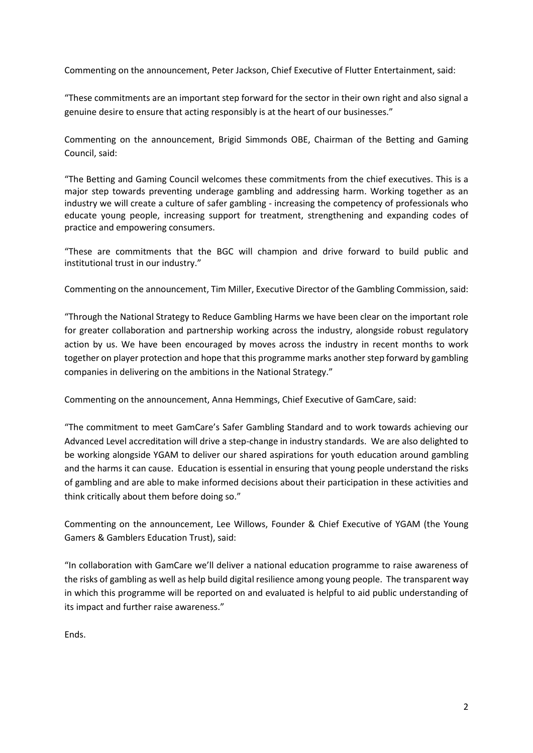Commenting on the announcement, Peter Jackson, Chief Executive of Flutter Entertainment, said:

"These commitments are an important step forward for the sector in their own right and also signal a genuine desire to ensure that acting responsibly is at the heart of our businesses."

Commenting on the announcement, Brigid Simmonds OBE, Chairman of the Betting and Gaming Council, said:

"The Betting and Gaming Council welcomes these commitments from the chief executives. This is a major step towards preventing underage gambling and addressing harm. Working together as an industry we will create a culture of safer gambling - increasing the competency of professionals who educate young people, increasing support for treatment, strengthening and expanding codes of practice and empowering consumers.

"These are commitments that the BGC will champion and drive forward to build public and institutional trust in our industry."

Commenting on the announcement, Tim Miller, Executive Director of the Gambling Commission, said:

"Through the National Strategy to Reduce Gambling Harms we have been clear on the important role for greater collaboration and partnership working across the industry, alongside robust regulatory action by us. We have been encouraged by moves across the industry in recent months to work together on player protection and hope that this programme marks another step forward by gambling companies in delivering on the ambitions in the National Strategy."

Commenting on the announcement, Anna Hemmings, Chief Executive of GamCare, said:

"The commitment to meet GamCare's Safer Gambling Standard and to work towards achieving our Advanced Level accreditation will drive a step-change in industry standards. We are also delighted to be working alongside YGAM to deliver our shared aspirations for youth education around gambling and the harms it can cause. Education is essential in ensuring that young people understand the risks of gambling and are able to make informed decisions about their participation in these activities and think critically about them before doing so."

Commenting on the announcement, Lee Willows, Founder & Chief Executive of YGAM (the Young Gamers & Gamblers Education Trust), said:

"In collaboration with GamCare we'll deliver a national education programme to raise awareness of the risks of gambling as well as help build digital resilience among young people. The transparent way in which this programme will be reported on and evaluated is helpful to aid public understanding of its impact and further raise awareness."

Ends.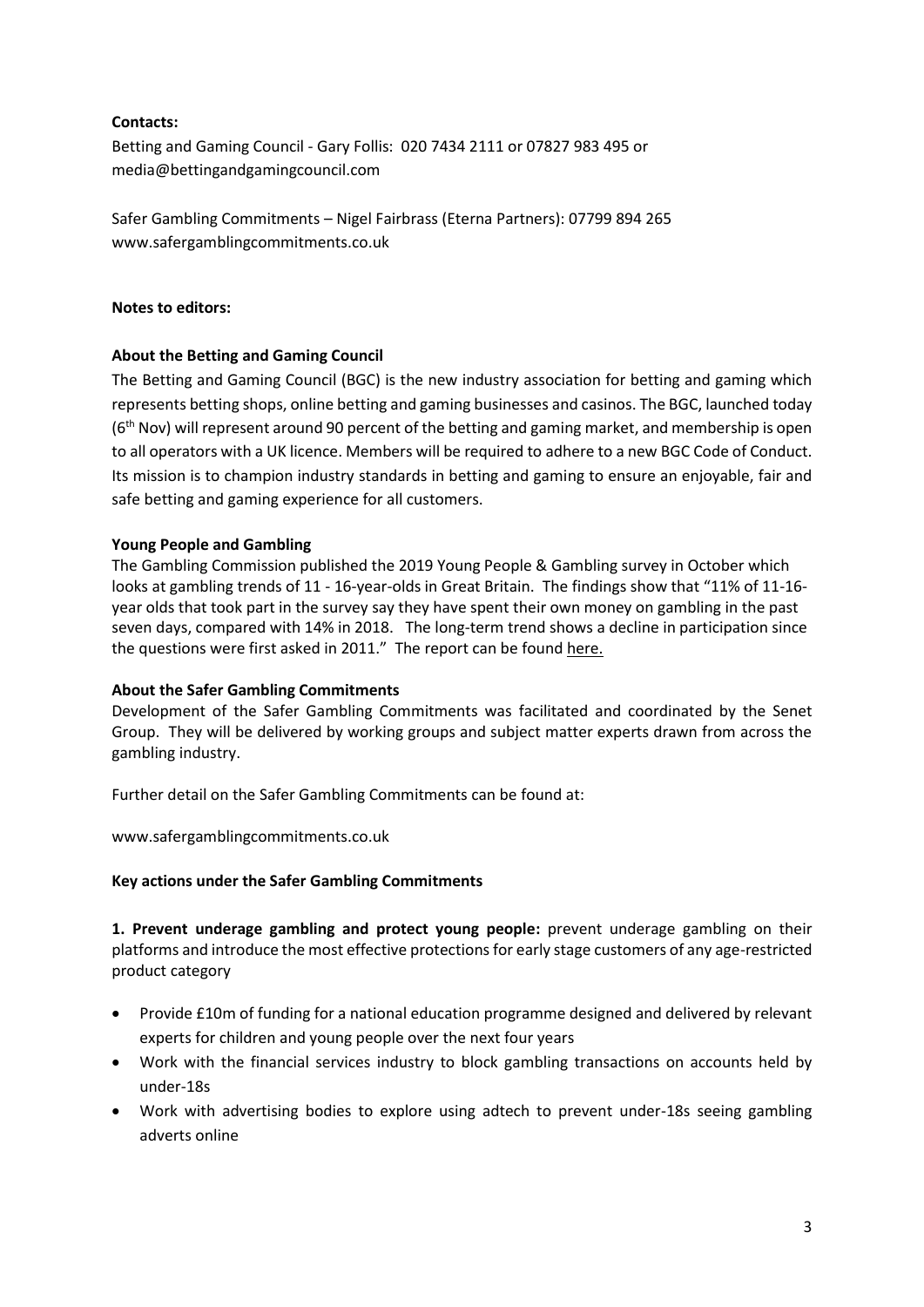**Contacts:**

Betting and Gaming Council - Gary Follis: 020 7434 2111 or 07827 983 495 or media@bettingandgamingcouncil.com

Safer Gambling Commitments – Nigel Fairbrass (Eterna Partners): 07799 894 265 www.safergamblingcommitments.co.uk

**Notes to editors:**

**About the Betting and Gaming Council**

The Betting and Gaming Council (BGC) is the new industry association for betting and gaming which represents betting shops, online betting and gaming businesses and casinos. The BGC, launched today (6th Nov) will represent around 90 percent of the betting and gaming market, and membership is open to all operators with a UK licence. Members will be required to adhere to a new BGC Code of Conduct. Its mission is to champion industry standards in betting and gaming to ensure an enjoyable, fair and safe betting and gaming experience for all customers.

**Young People and Gambling**

The Gambling Commission published the 2019 Young People & Gambling survey in October which looks at gambling trends of 11 - 16-year-olds in Great Britain. The findings show that "11% of 11-16-year olds that took part in the survey say they have spent their own money on gambling in the past seven days, compared with 14% in 2018. The long-term trend shows a decline in participation since the questions were first asked in 2011." The report can be found here.

**About the Safer Gambling Commitments**

Development of the Safer Gambling Commitments was facilitated and coordinated by the Senet Group. They will be delivered by working groups and subject matter experts drawn from across the gambling industry.

Further detail on the Safer Gambling Commitments can be found at:

www.safergamblingcommitments.co.uk

**Key actions under the Safer Gambling Commitments**

**1. Prevent underage gambling and protect young people:** prevent underage gambling on their platforms and introduce the most effective protections for early stage customers of any age-restricted product category

- Provide £10m of funding for a national education programme designed and delivered by relevant experts for children and young people over the next four years
- Work with the financial services industry to block gambling transactions on accounts held by under-18s
- Work with advertising bodies to explore using adtech to prevent under-18s seeing gambling adverts online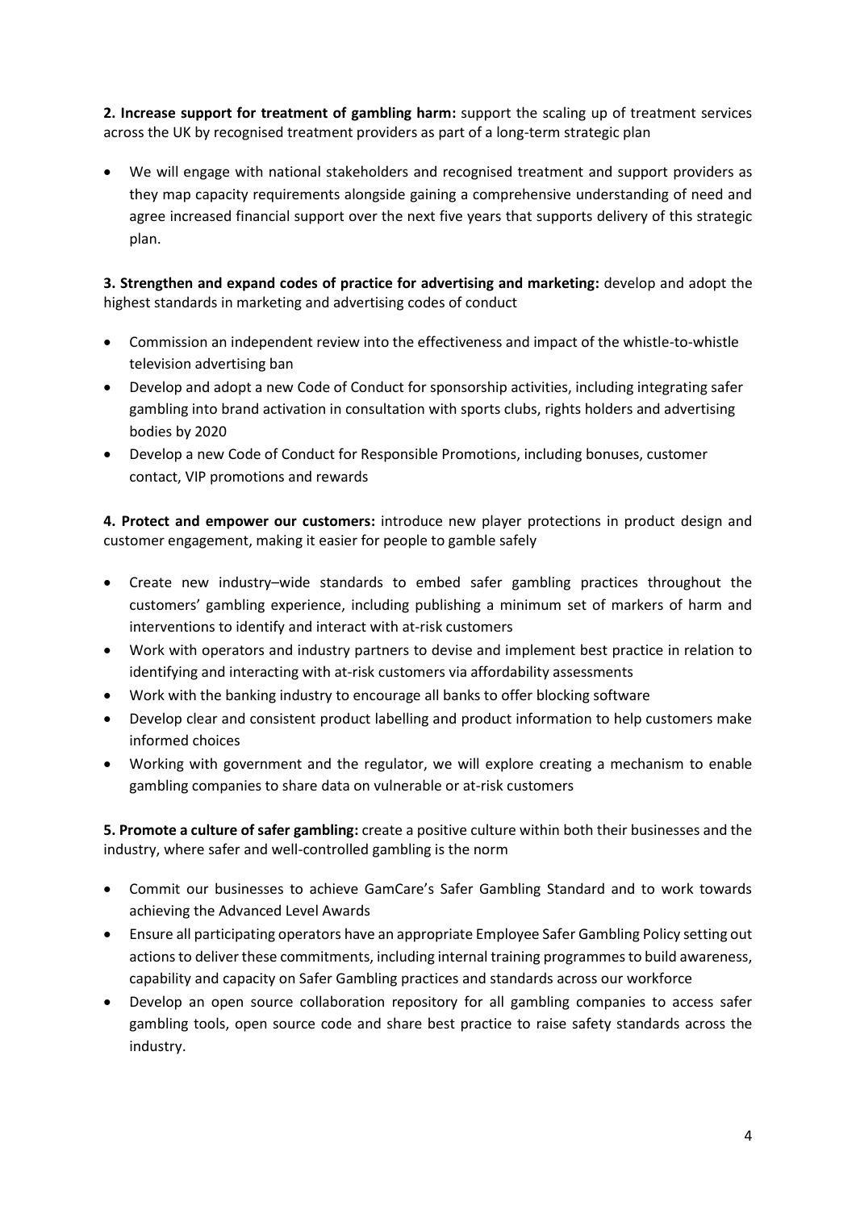**2. Increase support for treatment of gambling harm:** support the scaling up of treatment services across the UK by recognised treatment providers as part of a long-term strategic plan

- We will engage with national stakeholders and recognised treatment and support providers as they map capacity requirements alongside gaining a comprehensive understanding of need and agree increased financial support over the next five years that supports delivery of this strategic plan.

**3. Strengthen and expand codes of practice for advertising and marketing:** develop and adopt the highest standards in marketing and advertising codes of conduct

- Commission an independent review into the effectiveness and impact of the whistle-to-whistle television advertising ban
- Develop and adopt a new Code of Conduct for sponsorship activities, including integrating safer gambling into brand activation in consultation with sports clubs, rights holders and advertising bodies by 2020
- Develop a new Code of Conduct for Responsible Promotions, including bonuses, customer contact, VIP promotions and rewards

**4. Protect and empower our customers:** introduce new player protections in product design and customer engagement, making it easier for people to gamble safely

- Create new industry–wide standards to embed safer gambling practices throughout the customers' gambling experience, including publishing a minimum set of markers of harm and interventions to identify and interact with at-risk customers
- Work with operators and industry partners to devise and implement best practice in relation to identifying and interacting with at-risk customers via affordability assessments
- Work with the banking industry to encourage all banks to offer blocking software
- Develop clear and consistent product labelling and product information to help customers make informed choices
- Working with government and the regulator, we will explore creating a mechanism to enable gambling companies to share data on vulnerable or at-risk customers

**5. Promote a culture of safer gambling:** create a positive culture within both their businesses and the industry, where safer and well-controlled gambling is the norm

- Commit our businesses to achieve GamCare's Safer Gambling Standard and to work towards achieving the Advanced Level Awards
- Ensure all participating operators have an appropriate Employee Safer Gambling Policy setting out actions to deliver these commitments, including internal training programmes to build awareness, capability and capacity on Safer Gambling practices and standards across our workforce
- Develop an open source collaboration repository for all gambling companies to access safer gambling tools, open source code and share best practice to raise safety standards across the industry.